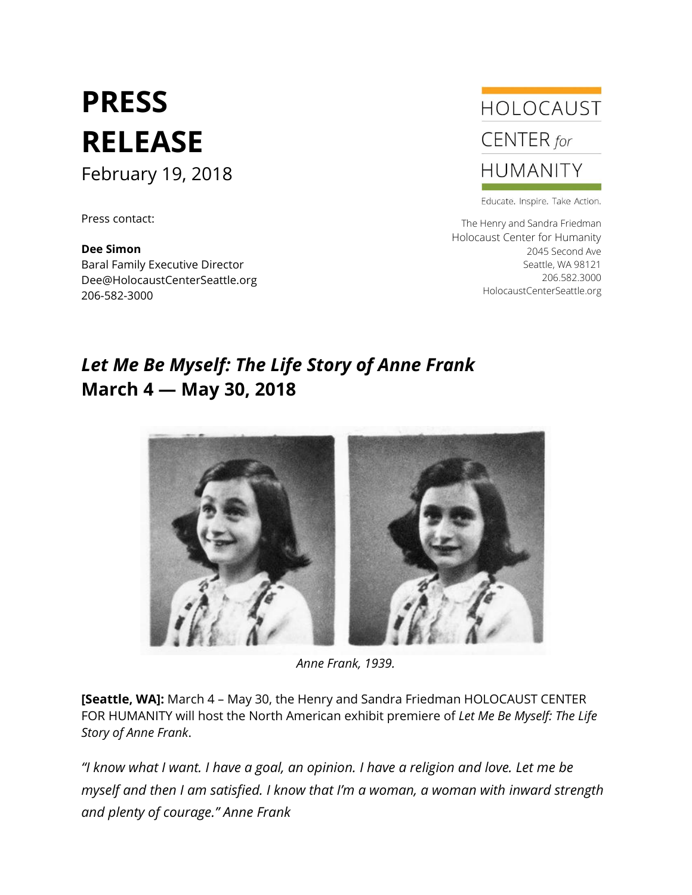# PRESS RELEASE

February 19, 2018

Press contact:

**Dee Simon**
Baral Family Executive Director
Dee@HolocaustCenterSeattle.org
206-582-3000

HOLOCAUST CENTER *for* HUMANITY

Educate. Inspire. Take Action.

The Henry and Sandra Friedman
Holocaust Center for Humanity
2045 Second Ave
Seattle, WA 98121
206.582.3000
HolocaustCenterSeattle.org

## *Let Me Be Myself: The Life Story of Anne Frank*
## March 4 — May 30, 2018

*Anne Frank, 1939.*

**[Seattle, WA]:** March 4 – May 30, the Henry and Sandra Friedman HOLOCAUST CENTER FOR HUMANITY will host the North American exhibit premiere of *Let Me Be Myself: The Life Story of Anne Frank*.

*"I know what I want. I have a goal, an opinion. I have a religion and love. Let me be myself and then I am satisfied. I know that I'm a woman, a woman with inward strength and plenty of courage." Anne Frank*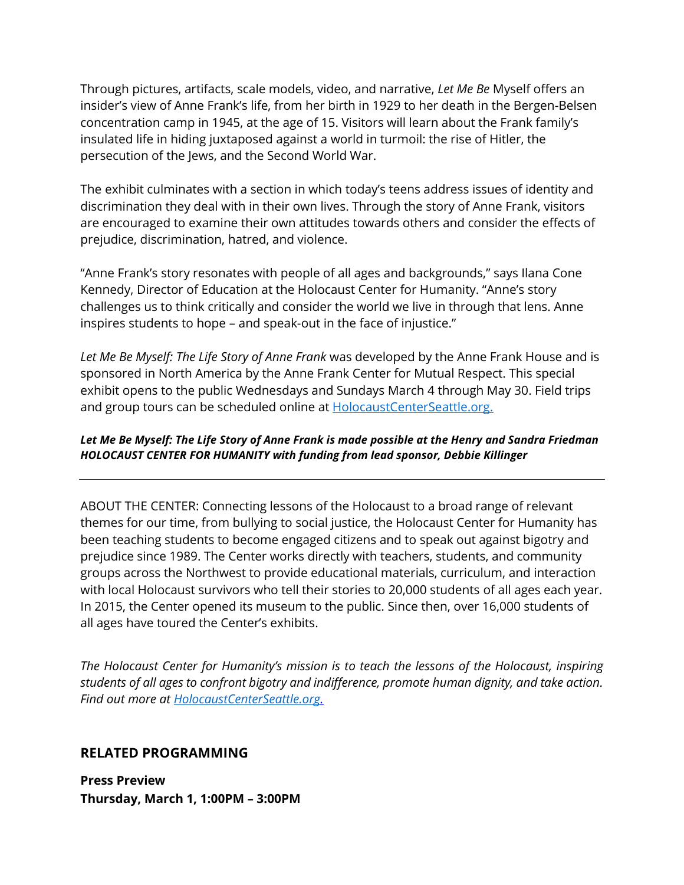Through pictures, artifacts, scale models, video, and narrative, *Let Me Be* Myself offers an insider's view of Anne Frank's life, from her birth in 1929 to her death in the Bergen-Belsen concentration camp in 1945, at the age of 15. Visitors will learn about the Frank family's insulated life in hiding juxtaposed against a world in turmoil: the rise of Hitler, the persecution of the Jews, and the Second World War.

The exhibit culminates with a section in which today's teens address issues of identity and discrimination they deal with in their own lives. Through the story of Anne Frank, visitors are encouraged to examine their own attitudes towards others and consider the effects of prejudice, discrimination, hatred, and violence.

"Anne Frank's story resonates with people of all ages and backgrounds," says Ilana Cone Kennedy, Director of Education at the Holocaust Center for Humanity. "Anne's story challenges us to think critically and consider the world we live in through that lens. Anne inspires students to hope – and speak-out in the face of injustice."

*Let Me Be Myself: The Life Story of Anne Frank* was developed by the Anne Frank House and is sponsored in North America by the Anne Frank Center for Mutual Respect. This special exhibit opens to the public Wednesdays and Sundays March 4 through May 30. Field trips and group tours can be scheduled online at [HolocaustCenterSeattle.org.](HolocaustCenterSeattle.org)

***Let Me Be Myself: The Life Story of Anne Frank is made possible at the Henry and Sandra Friedman HOLOCAUST CENTER FOR HUMANITY with funding from lead sponsor, Debbie Killinger***

---

ABOUT THE CENTER: Connecting lessons of the Holocaust to a broad range of relevant themes for our time, from bullying to social justice, the Holocaust Center for Humanity has been teaching students to become engaged citizens and to speak out against bigotry and prejudice since 1989. The Center works directly with teachers, students, and community groups across the Northwest to provide educational materials, curriculum, and interaction with local Holocaust survivors who tell their stories to 20,000 students of all ages each year. In 2015, the Center opened its museum to the public. Since then, over 16,000 students of all ages have toured the Center's exhibits.

*The Holocaust Center for Humanity's mission is to teach the lessons of the Holocaust, inspiring students of all ages to confront bigotry and indifference, promote human dignity, and take action. Find out more at [HolocaustCenterSeattle.org.](HolocaustCenterSeattle.org)*

## RELATED PROGRAMMING

**Press Preview**
**Thursday, March 1, 1:00PM – 3:00PM**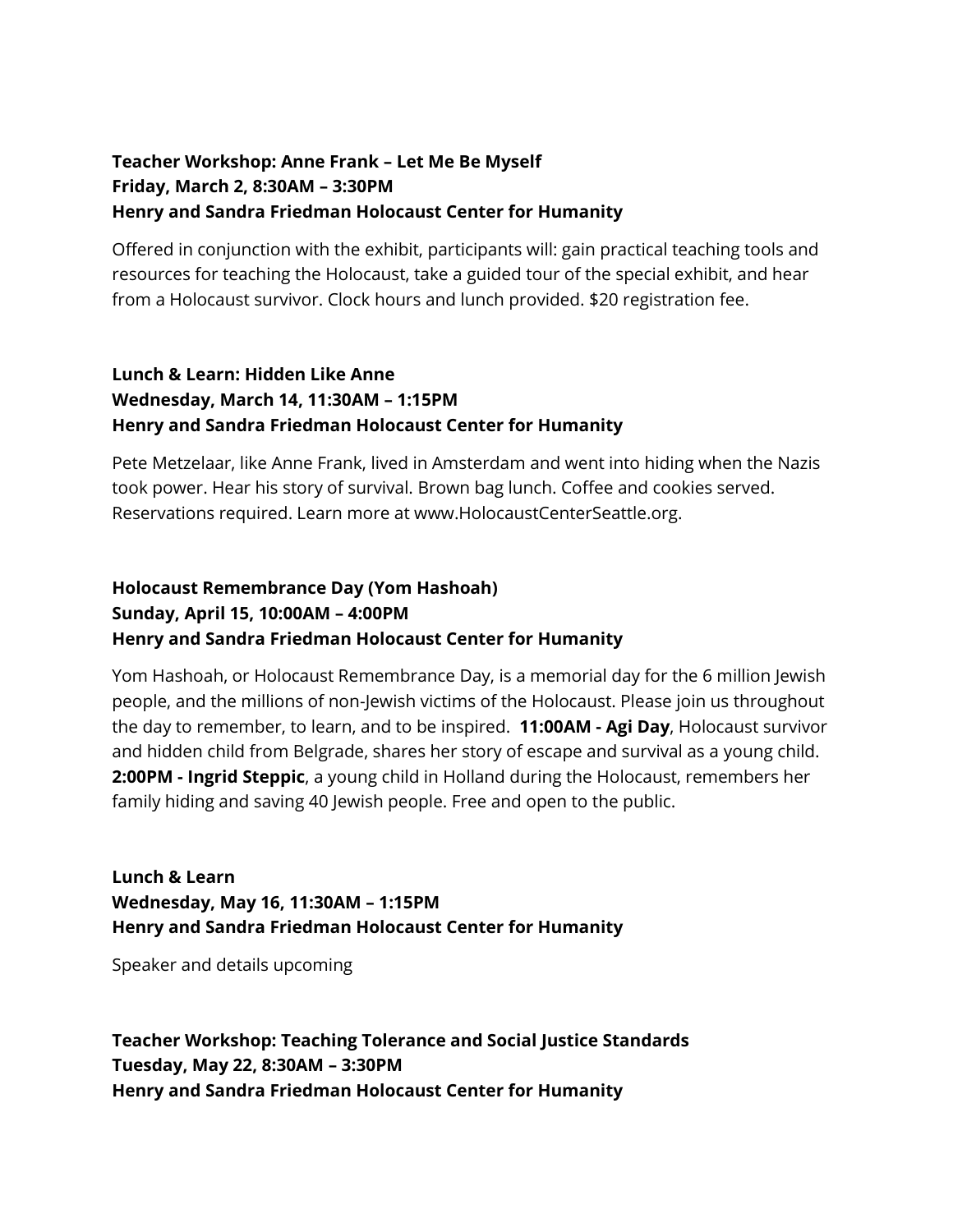**Teacher Workshop: Anne Frank – Let Me Be Myself**
**Friday, March 2, 8:30AM – 3:30PM**
**Henry and Sandra Friedman Holocaust Center for Humanity**

Offered in conjunction with the exhibit, participants will: gain practical teaching tools and resources for teaching the Holocaust, take a guided tour of the special exhibit, and hear from a Holocaust survivor. Clock hours and lunch provided. $20 registration fee.

**Lunch & Learn: Hidden Like Anne**
**Wednesday, March 14, 11:30AM – 1:15PM**
**Henry and Sandra Friedman Holocaust Center for Humanity**

Pete Metzelaar, like Anne Frank, lived in Amsterdam and went into hiding when the Nazis took power. Hear his story of survival. Brown bag lunch. Coffee and cookies served. Reservations required. Learn more at www.HolocaustCenterSeattle.org.

**Holocaust Remembrance Day (Yom Hashoah)**
**Sunday, April 15, 10:00AM – 4:00PM**
**Henry and Sandra Friedman Holocaust Center for Humanity**

Yom Hashoah, or Holocaust Remembrance Day, is a memorial day for the 6 million Jewish people, and the millions of non-Jewish victims of the Holocaust. Please join us throughout the day to remember, to learn, and to be inspired. **11:00AM - Agi Day**, Holocaust survivor and hidden child from Belgrade, shares her story of escape and survival as a young child. **2:00PM - Ingrid Steppic**, a young child in Holland during the Holocaust, remembers her family hiding and saving 40 Jewish people. Free and open to the public.

**Lunch & Learn**
**Wednesday, May 16, 11:30AM – 1:15PM**
**Henry and Sandra Friedman Holocaust Center for Humanity**

Speaker and details upcoming

**Teacher Workshop: Teaching Tolerance and Social Justice Standards**
**Tuesday, May 22, 8:30AM – 3:30PM**
**Henry and Sandra Friedman Holocaust Center for Humanity**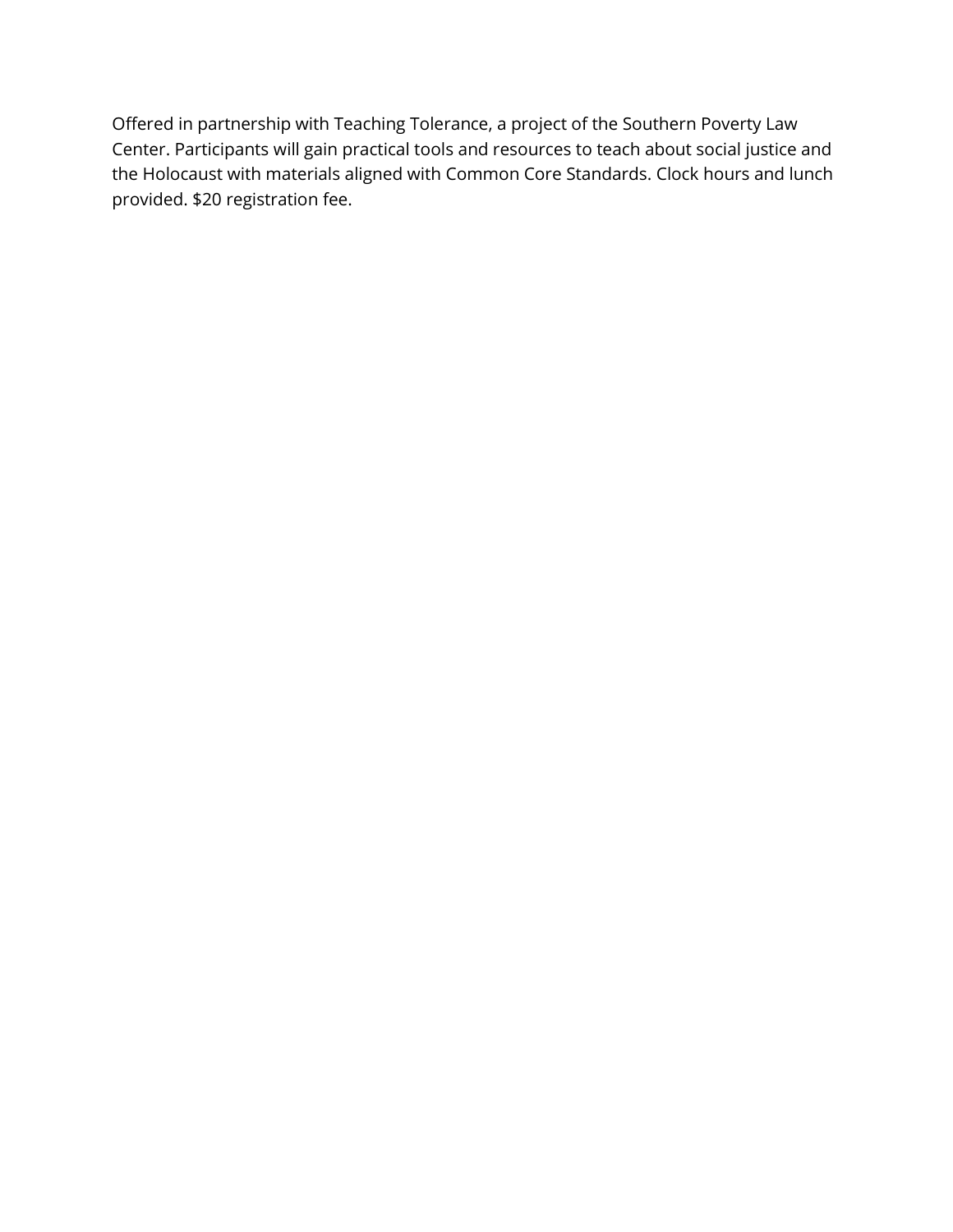Offered in partnership with Teaching Tolerance, a project of the Southern Poverty Law Center. Participants will gain practical tools and resources to teach about social justice and the Holocaust with materials aligned with Common Core Standards. Clock hours and lunch provided. $20 registration fee.